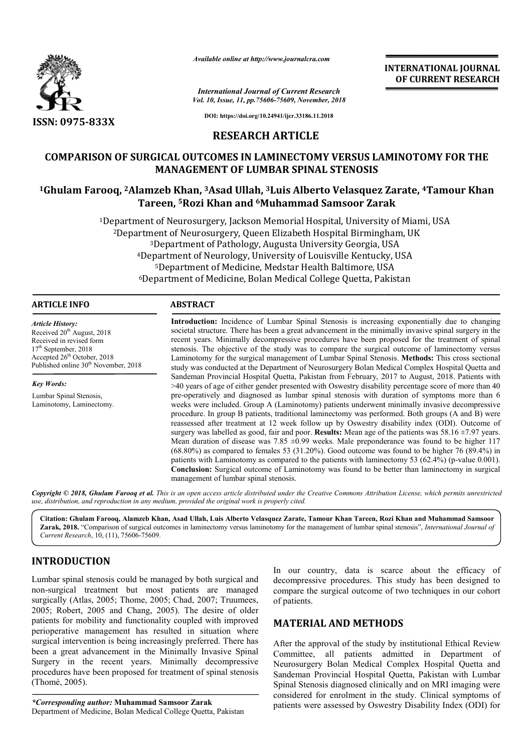*Available online at http://www.journalcra.com*

**INTERNATIONAL JOURNAL OF CURRENT RESEARCH**

*International Journal of Current Research*
*Vol. 10, Issue, 11, pp.75606-75609, November, 2018*

**DOI: https://doi.org/10.24941/ijcr.33186.11.2018**

**ISSN: 0975-833X**

**RESEARCH ARTICLE**

# COMPARISON OF SURGICAL OUTCOMES IN LAMINECTOMY VERSUS LAMINOTOMY FOR THE MANAGEMENT OF LUMBAR SPINAL STENOSIS

**[1]Ghulam Farooq, [2]Alamzeb Khan, [3]Asad Ullah, [3]Luis Alberto Velasquez Zarate, [4]Tamour Khan Tareen, [5]Rozi Khan and [6]Muhammad Samsoor Zarak**

[1]Department of Neurosurgery, Jackson Memorial Hospital, University of Miami, USA
[2]Department of Neurosurgery, Queen Elizabeth Hospital Birmingham, UK
[3]Department of Pathology, Augusta University Georgia, USA
[4]Department of Neurology, University of Louisville Kentucky, USA
[5]Department of Medicine, Medstar Health Baltimore, USA
[6]Department of Medicine, Bolan Medical College Quetta, Pakistan

**ARTICLE INFO**

*Article History:*
Received 20th August, 2018
Received in revised form 17th September, 2018
Accepted 26th October, 2018
Published online 30th November, 2018

*Key Words:*
Lumbar Spinal Stenosis, Laminotomy, Laminectomy.

**ABSTRACT**

**Introduction:** Incidence of Lumbar Spinal Stenosis is increasing exponentially due to changing societal structure. There has been a great advancement in the minimally invasive spinal surgery in the recent years. Minimally decompressive procedures have been proposed for the treatment of spinal stenosis. The objective of the study was to compare the surgical outcome of laminectomy versus Laminotomy for the surgical management of Lumbar Spinal Stenosis. **Methods:** This cross sectional study was conducted at the Department of Neurosurgery Bolan Medical Complex Hospital Quetta and Sandeman Provincial Hospital Quetta, Pakistan from February, 2017 to August, 2018. Patients with >40 years of age of either gender presented with Oswestry disability percentage score of more than 40 pre-operatively and diagnosed as lumbar spinal stenosis with duration of symptoms more than 6 weeks were included. Group A (Laminotomy) patients underwent minimally invasive decompressive procedure. In group B patients, traditional laminectomy was performed. Both groups (A and B) were reassessed after treatment at 12 week follow up by Oswestry disability index (ODI). Outcome of surgery was labelled as good, fair and poor. **Results:** Mean age of the patients was 58.16 ±7.97 years. Mean duration of disease was 7.85 ±0.99 weeks. Male preponderance was found to be higher 117 (68.80%) as compared to females 53 (31.20%). Good outcome was found to be higher 76 (89.4%) in patients with Laminotomy as compared to the patients with laminectomy 53 (62.4%) (p-value 0.001). **Conclusion:** Surgical outcome of Laminotomy was found to be better than laminectomy in surgical management of lumbar spinal stenosis.

*Copyright © 2018, Ghulam Farooq et al. This is an open access article distributed under the Creative Commons Attribution License, which permits unrestricted use, distribution, and reproduction in any medium, provided the original work is properly cited.*

**Citation: Ghulam Farooq, Alamzeb Khan, Asad Ullah, Luis Alberto Velasquez Zarate, Tamour Khan Tareen, Rozi Khan and Muhammad Samsoor Zarak, 2018.** "Comparison of surgical outcomes in laminectomy versus laminotomy for the management of lumbar spinal stenosis", *International Journal of Current Research*, 10, (11), 75606-75609.

## INTRODUCTION

Lumbar spinal stenosis could be managed by both surgical and non-surgical treatment but most patients are managed surgically (Atlas, 2005; Thome, 2005; Chad, 2007; Truumees, 2005; Robert, 2005 and Chang, 2005). The desire of older patients for mobility and functionality coupled with improved perioperative management has resulted in situation where surgical intervention is being increasingly preferred. There has been a great advancement in the Minimally Invasive Spinal Surgery in the recent years. Minimally decompressive procedures have been proposed for treatment of spinal stenosis (Thomé, 2005).

In our country, data is scarce about the efficacy of decompressive procedures. This study has been designed to compare the surgical outcome of two techniques in our cohort of patients.

## MATERIAL AND METHODS

After the approval of the study by institutional Ethical Review Committee, all patients admitted in Department of Neurosurgery Bolan Medical Complex Hospital Quetta and Sandeman Provincial Hospital Quetta, Pakistan with Lumbar Spinal Stenosis diagnosed clinically and on MRI imaging were considered for enrolment in the study. Clinical symptoms of patients were assessed by Oswestry Disability Index (ODI) for

*\*Corresponding author:* **Muhammad Samsoor Zarak**
Department of Medicine, Bolan Medical College Quetta, Pakistan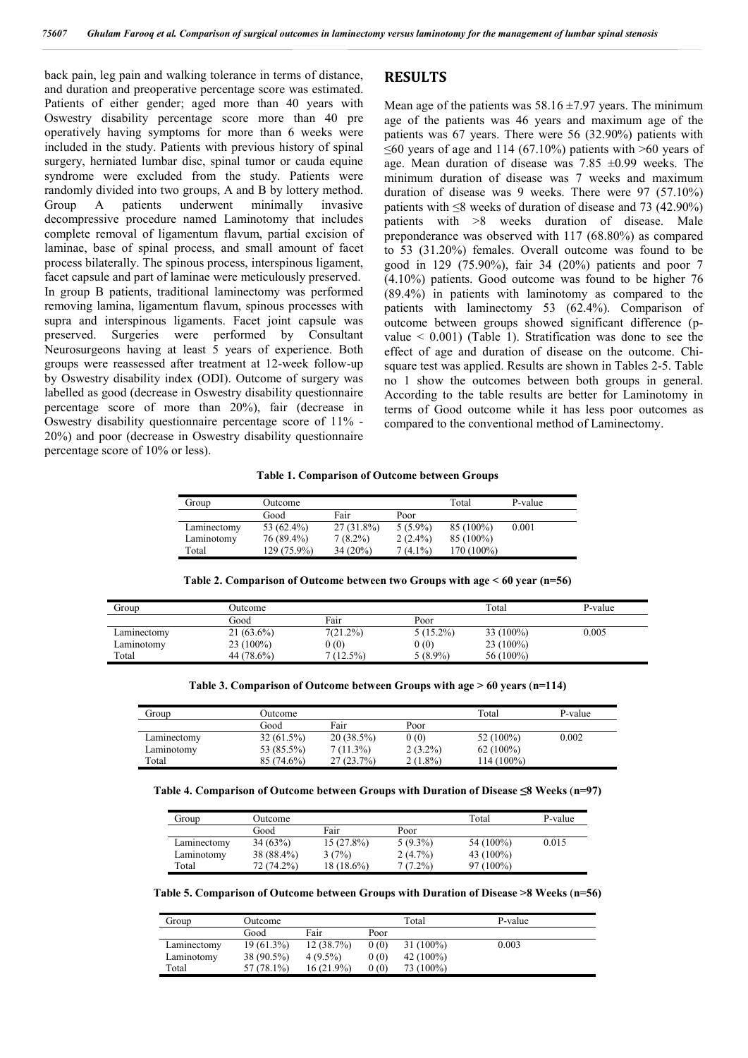back pain, leg pain and walking tolerance in terms of distance, and duration and preoperative percentage score was estimated. Patients of either gender; aged more than 40 years with Oswestry disability percentage score more than 40 pre operatively having symptoms for more than 6 weeks were included in the study. Patients with previous history of spinal surgery, herniated lumbar disc, spinal tumor or cauda equine syndrome were excluded from the study. Patients were randomly divided into two groups, A and B by lottery method. Group A patients underwent minimally invasive decompressive procedure named Laminotomy that includes complete removal of ligamentum flavum, partial excision of laminae, base of spinal process, and small amount of facet process bilaterally. The spinous process, interspinous ligament, facet capsule and part of laminae were meticulously preserved. In group B patients, traditional laminectomy was performed removing lamina, ligamentum flavum, spinous processes with supra and interspinous ligaments. Facet joint capsule was preserved. Surgeries were performed by Consultant Neurosurgeons having at least 5 years of experience. Both groups were reassessed after treatment at 12-week follow-up by Oswestry disability index (ODI). Outcome of surgery was labelled as good (decrease in Oswestry disability questionnaire percentage score of more than 20%), fair (decrease in Oswestry disability questionnaire percentage score of 11% - 20%) and poor (decrease in Oswestry disability questionnaire percentage score of 10% or less).

## RESULTS

Mean age of the patients was 58.16 ±7.97 years. The minimum age of the patients was 46 years and maximum age of the patients was 67 years. There were 56 (32.90%) patients with ≤60 years of age and 114 (67.10%) patients with >60 years of age. Mean duration of disease was 7.85 ±0.99 weeks. The minimum duration of disease was 7 weeks and maximum duration of disease was 9 weeks. There were 97 (57.10%) patients with ≤8 weeks of duration of disease and 73 (42.90%) patients with >8 weeks duration of disease. Male preponderance was observed with 117 (68.80%) as compared to 53 (31.20%) females. Overall outcome was found to be good in 129 (75.90%), fair 34 (20%) patients and poor 7 (4.10%) patients. Good outcome was found to be higher 76 (89.4%) in patients with laminotomy as compared to the patients with laminectomy 53 (62.4%). Comparison of outcome between groups showed significant difference (p-value < 0.001) (Table 1). Stratification was done to see the effect of age and duration of disease on the outcome. Chi-square test was applied. Results are shown in Tables 2-5. Table no 1 show the outcomes between both groups in general. According to the table results are better for Laminotomy in terms of Good outcome while it has less poor outcomes as compared to the conventional method of Laminectomy.

**Table 1. Comparison of Outcome between Groups**

| Group | Outcome | | | Total | P-value |
|---|---|---|---|---|---|
| | Good | Fair | Poor | | |
| Laminectomy | 53 (62.4%) | 27 (31.8%) | 5 (5.9%) | 85 (100%) | 0.001 |
| Laminotomy | 76 (89.4%) | 7 (8.2%) | 2 (2.4%) | 85 (100%) | |
| Total | 129 (75.9%) | 34 (20%) | 7 (4.1%) | 170 (100%) | |

**Table 2. Comparison of Outcome between two Groups with age < 60 year (n=56)**

| Group | Outcome | | | Total | P-value |
|---|---|---|---|---|---|
| | Good | Fair | Poor | | |
| Laminectomy | 21 (63.6%) | 7(21.2%) | 5 (15.2%) | 33 (100%) | 0.005 |
| Laminotomy | 23 (100%) | 0 (0) | 0 (0) | 23 (100%) | |
| Total | 44 (78.6%) | 7 (12.5%) | 5 (8.9%) | 56 (100%) | |

**Table 3. Comparison of Outcome between Groups with age > 60 years (n=114)**

| Group | Outcome | | | Total | P-value |
|---|---|---|---|---|---|
| | Good | Fair | Poor | | |
| Laminectomy | 32 (61.5%) | 20 (38.5%) | 0 (0) | 52 (100%) | 0.002 |
| Laminotomy | 53 (85.5%) | 7 (11.3%) | 2 (3.2%) | 62 (100%) | |
| Total | 85 (74.6%) | 27 (23.7%) | 2 (1.8%) | 114 (100%) | |

**Table 4. Comparison of Outcome between Groups with Duration of Disease ≤8 Weeks (n=97)**

| Group | Outcome | | | Total | P-value |
|---|---|---|---|---|---|
| | Good | Fair | Poor | | |
| Laminectomy | 34 (63%) | 15 (27.8%) | 5 (9.3%) | 54 (100%) | 0.015 |
| Laminotomy | 38 (88.4%) | 3 (7%) | 2 (4.7%) | 43 (100%) | |
| Total | 72 (74.2%) | 18 (18.6%) | 7 (7.2%) | 97 (100%) | |

**Table 5. Comparison of Outcome between Groups with Duration of Disease >8 Weeks (n=56)**

| Group | Outcome | | | Total | P-value |
|---|---|---|---|---|---|
| | Good | Fair | Poor | | |
| Laminectomy | 19 (61.3%) | 12 (38.7%) | 0 (0) | 31 (100%) | 0.003 |
| Laminotomy | 38 (90.5%) | 4 (9.5%) | 0 (0) | 42 (100%) | |
| Total | 57 (78.1%) | 16 (21.9%) | 0 (0) | 73 (100%) | |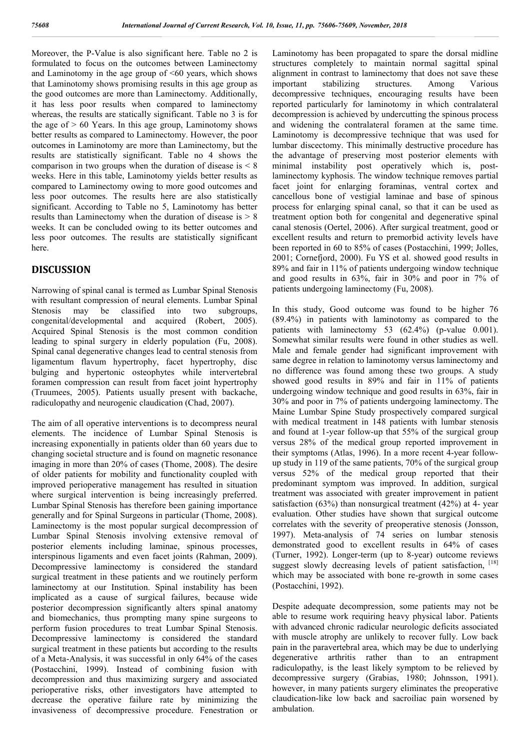Moreover, the P-Value is also significant here. Table no 2 is formulated to focus on the outcomes between Laminectomy and Laminotomy in the age group of <60 years, which shows that Laminotomy shows promising results in this age group as the good outcomes are more than Laminectomy. Additionally, it has less poor results when compared to laminectomy whereas, the results are statically significant. Table no 3 is for the age of > 60 Years. In this age group, Laminotomy shows better results as compared to Laminectomy. However, the poor outcomes in Laminotomy are more than Laminectomy, but the results are statistically significant. Table no 4 shows the comparison in two groups when the duration of disease is < 8 weeks. Here in this table, Laminotomy yields better results as compared to Laminectomy owing to more good outcomes and less poor outcomes. The results here are also statistically significant. According to Table no 5, Laminotomy has better results than Laminectomy when the duration of disease is > 8 weeks. It can be concluded owing to its better outcomes and less poor outcomes. The results are statistically significant here.

## DISCUSSION

Narrowing of spinal canal is termed as Lumbar Spinal Stenosis with resultant compression of neural elements. Lumbar Spinal Stenosis may be classified into two subgroups, congenital/developmental and acquired (Robert, 2005). Acquired Spinal Stenosis is the most common condition leading to spinal surgery in elderly population (Fu, 2008). Spinal canal degenerative changes lead to central stenosis from ligamentum flavum hypertrophy, facet hypertrophy, disc bulging and hypertonic osteophytes while intervertebral foramen compression can result from facet joint hypertrophy (Truumees, 2005). Patients usually present with backache, radiculopathy and neurogenic claudication (Chad, 2007).

The aim of all operative interventions is to decompress neural elements. The incidence of Lumbar Spinal Stenosis is increasing exponentially in patients older than 60 years due to changing societal structure and is found on magnetic resonance imaging in more than 20% of cases (Thome, 2008). The desire of older patients for mobility and functionality coupled with improved perioperative management has resulted in situation where surgical intervention is being increasingly preferred. Lumbar Spinal Stenosis has therefore been gaining importance generally and for Spinal Surgeons in particular (Thome, 2008). Laminectomy is the most popular surgical decompression of Lumbar Spinal Stenosis involving extensive removal of posterior elements including laminae, spinous processes, interspinous ligaments and even facet joints (Rahman, 2009). Decompressive laminectomy is considered the standard surgical treatment in these patients and we routinely perform laminectomy at our Institution. Spinal instability has been implicated as a cause of surgical failures, because wide posterior decompression significantly alters spinal anatomy and biomechanics, thus prompting many spine surgeons to perform fusion procedures to treat Lumbar Spinal Stenosis. Decompressive laminectomy is considered the standard surgical treatment in these patients but according to the results of a Meta-Analysis, it was successful in only 64% of the cases (Postacchini, 1999). Instead of combining fusion with decompression and thus maximizing surgery and associated perioperative risks, other investigators have attempted to decrease the operative failure rate by minimizing the invasiveness of decompressive procedure. Fenestration or Laminotomy has been propagated to spare the dorsal midline structures completely to maintain normal sagittal spinal alignment in contrast to laminectomy that does not save these important stabilizing structures. Among Various decompressive techniques, encouraging results have been reported particularly for laminotomy in which contralateral decompression is achieved by undercutting the spinous process and widening the contralateral foramen at the same time. Laminotomy is decompressive technique that was used for lumbar discectomy. This minimally destructive procedure has the advantage of preserving most posterior elements with minimal instability post operatively which is, post-laminectomy kyphosis. The window technique removes partial facet joint for enlarging foraminas, ventral cortex and cancellous bone of vestigial laminae and base of spinous process for enlarging spinal canal, so that it can be used as treatment option both for congenital and degenerative spinal canal stenosis (Oertel, 2006). After surgical treatment, good or excellent results and return to premorbid activity levels have been reported in 60 to 85% of cases (Postacchini, 1999; Jolles, 2001; Cornefjord, 2000). Fu YS et al. showed good results in 89% and fair in 11% of patients undergoing window technique and good results in 63%, fair in 30% and poor in 7% of patients undergoing laminectomy (Fu, 2008).

In this study, Good outcome was found to be higher 76 (89.4%) in patients with laminotomy as compared to the patients with laminectomy 53 (62.4%) (p-value 0.001). Somewhat similar results were found in other studies as well. Male and female gender had significant improvement with same degree in relation to laminotomy versus laminectomy and no difference was found among these two groups. A study showed good results in 89% and fair in 11% of patients undergoing window technique and good results in 63%, fair in 30% and poor in 7% of patients undergoing laminectomy. The Maine Lumbar Spine Study prospectively compared surgical with medical treatment in 148 patients with lumbar stenosis and found at 1-year follow-up that 55% of the surgical group versus 28% of the medical group reported improvement in their symptoms (Atlas, 1996). In a more recent 4-year follow-up study in 119 of the same patients, 70% of the surgical group versus 52% of the medical group reported that their predominant symptom was improved. In addition, surgical treatment was associated with greater improvement in patient satisfaction (63%) than nonsurgical treatment (42%) at 4- year evaluation. Other studies have shown that surgical outcome correlates with the severity of preoperative stenosis (Jonsson, 1997). Meta-analysis of 74 series on lumbar stenosis demonstrated good to excellent results in 64% of cases (Turner, 1992). Longer-term (up to 8-year) outcome reviews suggest slowly decreasing levels of patient satisfaction, [18] which may be associated with bone re-growth in some cases (Postacchini, 1992).

Despite adequate decompression, some patients may not be able to resume work requiring heavy physical labor. Patients with advanced chronic radicular neurologic deficits associated with muscle atrophy are unlikely to recover fully. Low back pain in the paravertebral area, which may be due to underlying degenerative arthritis rather than to an entrapment radiculopathy, is the least likely symptom to be relieved by decompressive surgery (Grabias, 1980; Johnsson, 1991). however, in many patients surgery eliminates the preoperative claudication-like low back and sacroiliac pain worsened by ambulation.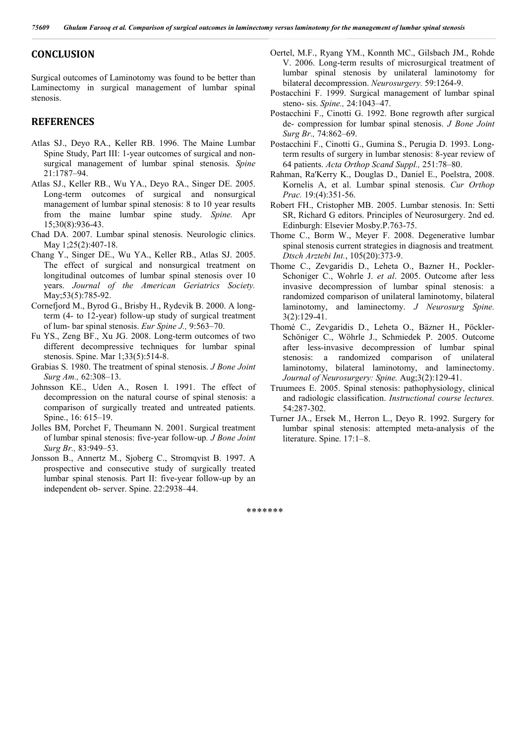## CONCLUSION

Surgical outcomes of Laminotomy was found to be better than Laminectomy in surgical management of lumbar spinal stenosis.

## REFERENCES

Atlas SJ., Deyo RA., Keller RB. 1996. The Maine Lumbar Spine Study, Part III: 1-year outcomes of surgical and nonsurgical management of lumbar spinal stenosis. *Spine* 21:1787–94.

Atlas SJ., Keller RB., Wu YA., Deyo RA., Singer DE. 2005. Long-term outcomes of surgical and nonsurgical management of lumbar spinal stenosis: 8 to 10 year results from the maine lumbar spine study. *Spine.* Apr 15;30(8):936-43.

Chad DA. 2007. Lumbar spinal stenosis. Neurologic clinics. May 1;25(2):407-18.

Chang Y., Singer DE., Wu YA., Keller RB., Atlas SJ. 2005. The effect of surgical and nonsurgical treatment on longitudinal outcomes of lumbar spinal stenosis over 10 years. *Journal of the American Geriatrics Society.* May;53(5):785-92.

Cornefjord M., Byrod G., Brisby H., Rydevik B. 2000. A long-term (4- to 12-year) follow-up study of surgical treatment of lum- bar spinal stenosis. *Eur Spine J.,* 9:563–70.

Fu YS., Zeng BF., Xu JG. 2008. Long-term outcomes of two different decompressive techniques for lumbar spinal stenosis. Spine. Mar 1;33(5):514-8.

Grabias S. 1980. The treatment of spinal stenosis. *J Bone Joint Surg Am.,* 62:308–13.

Johnsson KE., Uden A., Rosen I. 1991. The effect of decompression on the natural course of spinal stenosis: a comparison of surgically treated and untreated patients. Spine., 16: 615–19.

Jolles BM, Porchet F, Theumann N. 2001. Surgical treatment of lumbar spinal stenosis: five-year follow-up*. J Bone Joint Surg Br.,* 83:949–53.

Jonsson B., Annertz M., Sjoberg C., Stromqvist B. 1997. A prospective and consecutive study of surgically treated lumbar spinal stenosis. Part II: five-year follow-up by an independent ob- server. Spine. 22:2938–44.

Oertel, M.F., Ryang YM., Konnth MC., Gilsbach JM., Rohde V. 2006. Long-term results of microsurgical treatment of lumbar spinal stenosis by unilateral laminotomy for bilateral decompression. *Neurosurgery.* 59:1264-9.

Postacchini F. 1999. Surgical management of lumbar spinal steno- sis. *Spine.,* 24:1043–47.

Postacchini F., Cinotti G. 1992. Bone regrowth after surgical de- compression for lumbar spinal stenosis. *J Bone Joint Surg Br.,* 74:862–69.

Postacchini F., Cinotti G., Gumina S., Perugia D. 1993. Long-term results of surgery in lumbar stenosis: 8-year review of 64 patients. *Acta Orthop Scand Suppl.,* 251:78–80.

Rahman, Ra'Kerry K., Douglas D., Daniel E., Poelstra, 2008. Kornelis A, et al. Lumbar spinal stenosis. *Cur Orthop Prac.* 19:(4):351-56.

Robert FH., Cristopher MB. 2005. Lumbar stenosis. In: Setti SR, Richard G editors. Principles of Neurosurgery. 2nd ed. Edinburgh: Elsevier Mosby.P.763-75.

Thome C., Borm W., Meyer F. 2008. Degenerative lumbar spinal stenosis current strategies in diagnosis and treatment*. Dtsch Arztebi Int.*, 105(20):373-9.

Thome C., Zevgaridis D., Leheta O., Bazner H., Pockler-Schoniger C., Wohrle J. *et al*. 2005. Outcome after less invasive decompression of lumbar spinal stenosis: a randomized comparison of unilateral laminotomy, bilateral laminotomy, and laminectomy. *J Neurosurg Spine.* 3(2):129-41.

Thomé C., Zevgaridis D., Leheta O., Bäzner H., Pöckler-Schöniger C., Wöhrle J., Schmiedek P. 2005. Outcome after less-invasive decompression of lumbar spinal stenosis: a randomized comparison of unilateral laminotomy, bilateral laminotomy, and laminectomy. *Journal of Neurosurgery: Spine.* Aug;3(2):129-41.

Truumees E. 2005. Spinal stenosis: pathophysiology, clinical and radiologic classification. *Instructional course lectures.* 54:287-302.

Turner JA., Ersek M., Herron L., Deyo R. 1992. Surgery for lumbar spinal stenosis: attempted meta-analysis of the literature. Spine. 17:1–8.

*******